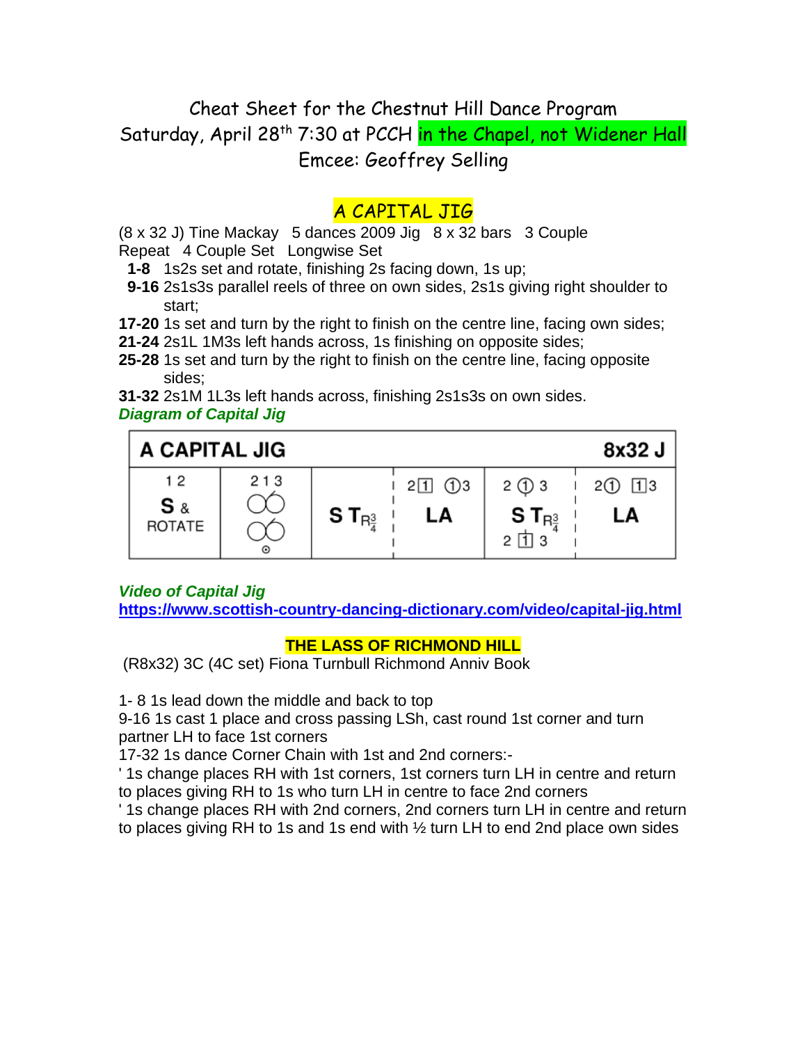# Cheat Sheet for the Chestnut Hill Dance Program

Saturday, April 28th 7:30 at PCCH in the Chapel, not Widener Hall

Emcee: Geoffrey Selling

## A CAPITAL JIG

(8 x 32 J) Tine Mackay 5 dances 2009 Jig 8 x 32 bars 3 Couple Repeat 4 Couple Set Longwise Set

**1-8** 1s2s set and rotate, finishing 2s facing down, 1s up;

**9-16** 2s1s3s parallel reels of three on own sides, 2s1s giving right shoulder to start;

**17-20** 1s set and turn by the right to finish on the centre line, facing own sides;

**21-24** 2s1L 1M3s left hands across, 1s finishing on opposite sides;

**25-28** 1s set and turn by the right to finish on the centre line, facing opposite sides;

**31-32** 2s1M 1L3s left hands across, finishing 2s1s3s on own sides.

***Diagram of Capital Jig***

| A CAPITAL JIG | | | | | | 8x32 J |
|---|---|---|---|---|---|---|
| 1 2 S & ROTATE | 2 1 3 reels | S T R¾ | 2[1] (1)3 LA | 2 (1) 3 S T R¾ 2 [1] 3 | 2(1) [1]3 LA | |

***Video of Capital Jig***

**https://www.scottish-country-dancing-dictionary.com/video/capital-jig.html**

## THE LASS OF RICHMOND HILL

(R8x32) 3C (4C set) Fiona Turnbull Richmond Anniv Book

1- 8 1s lead down the middle and back to top

9-16 1s cast 1 place and cross passing LSh, cast round 1st corner and turn partner LH to face 1st corners

17-32 1s dance Corner Chain with 1st and 2nd corners:-

' 1s change places RH with 1st corners, 1st corners turn LH in centre and return to places giving RH to 1s who turn LH in centre to face 2nd corners

' 1s change places RH with 2nd corners, 2nd corners turn LH in centre and return to places giving RH to 1s and 1s end with ½ turn LH to end 2nd place own sides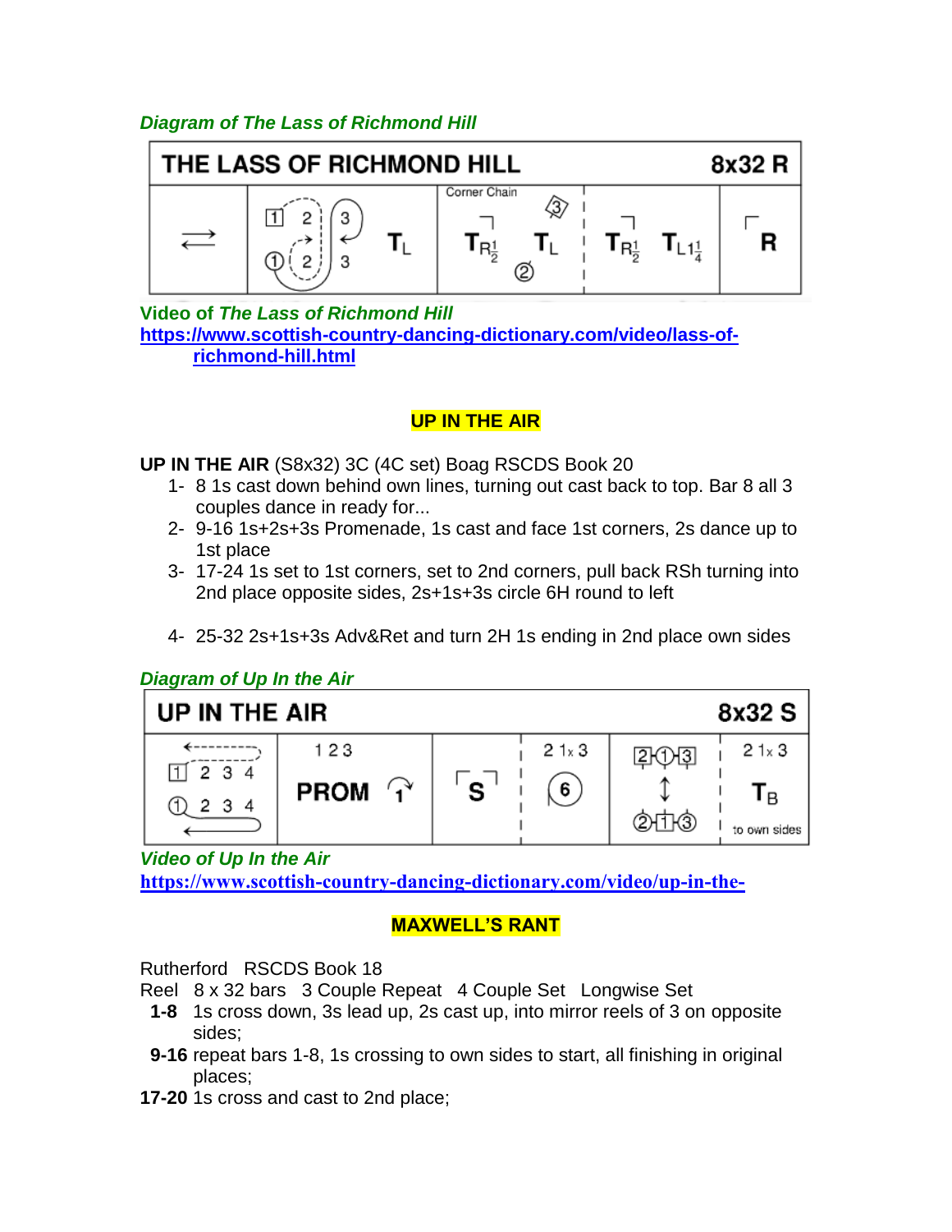*Diagram of The Lass of Richmond Hill*

| THE LASS OF RICHMOND HILL | | | | 8x32 R |
|---|---|---|---|---|
| ⇄ | 1 2 3 / ① 2 3 T L | Corner Chain T R½ T L ② ③ | T R½ T L1¼ | R |

Video of *The Lass of Richmond Hill*
https://www.scottish-country-dancing-dictionary.com/video/lass-of-richmond-hill.html

## UP IN THE AIR

**UP IN THE AIR** (S8x32) 3C (4C set) Boag RSCDS Book 20

1- 8 1s cast down behind own lines, turning out cast back to top. Bar 8 all 3 couples dance in ready for...
2- 9-16 1s+2s+3s Promenade, 1s cast and face 1st corners, 2s dance up to 1st place
3- 17-24 1s set to 1st corners, set to 2nd corners, pull back RSh turning into 2nd place opposite sides, 2s+1s+3s circle 6H round to left
4- 25-32 2s+1s+3s Adv&Ret and turn 2H 1s ending in 2nd place own sides

*Diagram of Up In the Air*

| UP IN THE AIR | | | | | 8x32 S |
|---|---|---|---|---|---|
| 1 2 3 4 / ① 2 3 4 | 1 2 3 PROM 1 | S | 2 1x 3 6 | 2 1 3 ↕ ② ① ③ | 2 1x 3 T B to own sides |

*Video of Up In the Air*
https://www.scottish-country-dancing-dictionary.com/video/up-in-the-

## MAXWELL'S RANT

Rutherford RSCDS Book 18
Reel 8 x 32 bars 3 Couple Repeat 4 Couple Set Longwise Set

**1-8** 1s cross down, 3s lead up, 2s cast up, into mirror reels of 3 on opposite sides;
**9-16** repeat bars 1-8, 1s crossing to own sides to start, all finishing in original places;
**17-20** 1s cross and cast to 2nd place;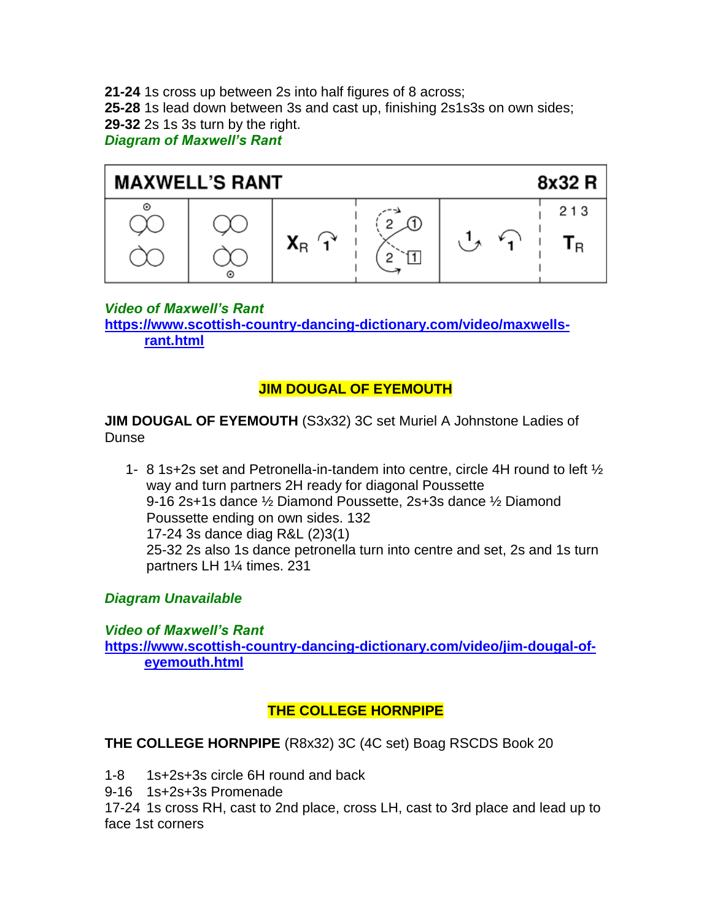**21-24** 1s cross up between 2s into half figures of 8 across;
**25-28** 1s lead down between 3s and cast up, finishing 2s1s3s on own sides;
**29-32** 2s 1s 3s turn by the right.

***Diagram of Maxwell's Rant***

| MAXWELL'S RANT | | | | | | 8x32 R |
|---|---|---|---|---|---|---|
| | | $X_R$ 1 | 2 ① 2 [1] | 1 1 | | 2 1 3 $T_R$ |

***Video of Maxwell's Rant***
**https://www.scottish-country-dancing-dictionary.com/video/maxwells-rant.html**

## JIM DOUGAL OF EYEMOUTH

**JIM DOUGAL OF EYEMOUTH** (S3x32) 3C set Muriel A Johnstone Ladies of Dunse

1- 8 1s+2s set and Petronella-in-tandem into centre, circle 4H round to left ½ way and turn partners 2H ready for diagonal Poussette
9-16 2s+1s dance ½ Diamond Poussette, 2s+3s dance ½ Diamond Poussette ending on own sides. 132
17-24 3s dance diag R&L (2)3(1)
25-32 2s also 1s dance petronella turn into centre and set, 2s and 1s turn partners LH 1¼ times. 231

***Diagram Unavailable***

***Video of Maxwell's Rant***
**https://www.scottish-country-dancing-dictionary.com/video/jim-dougal-of-eyemouth.html**

## THE COLLEGE HORNPIPE

**THE COLLEGE HORNPIPE** (R8x32) 3C (4C set) Boag RSCDS Book 20

1-8 1s+2s+3s circle 6H round and back
9-16 1s+2s+3s Promenade
17-24 1s cross RH, cast to 2nd place, cross LH, cast to 3rd place and lead up to face 1st corners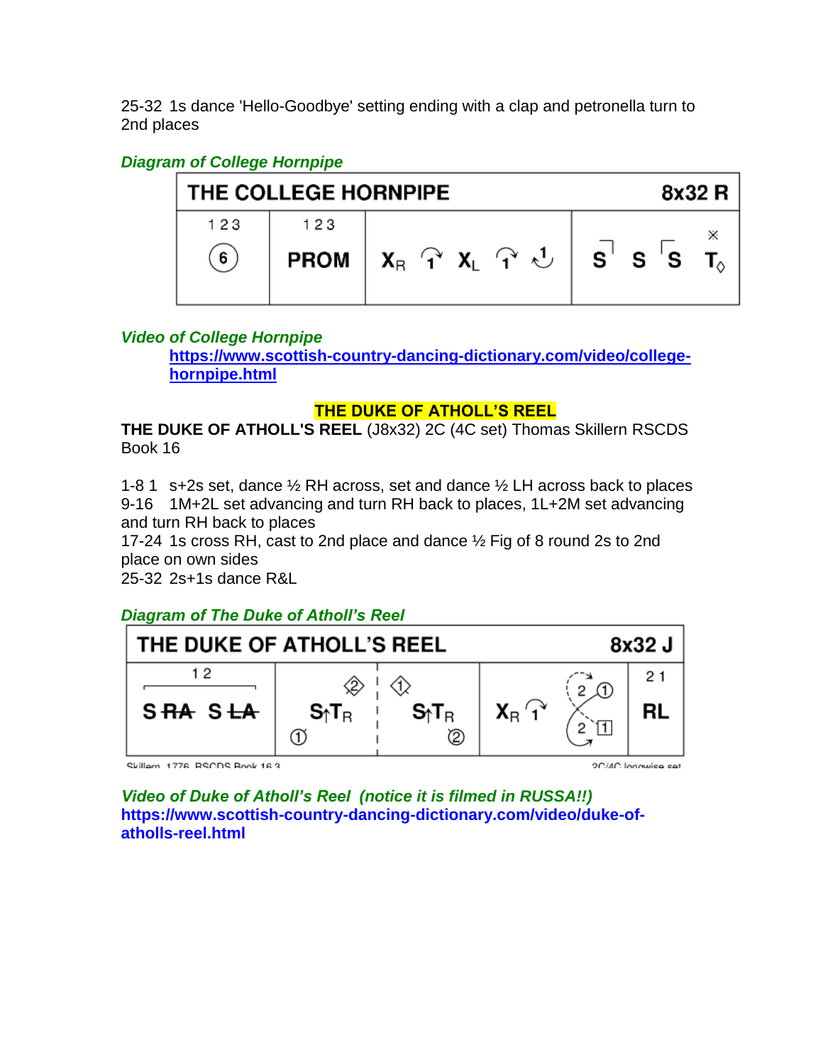25-32 1s dance 'Hello-Goodbye' setting ending with a clap and petronella turn to 2nd places

***Diagram of College Hornpipe***

| THE COLLEGE HORNPIPE | | | 8x32 R |
|---|---|---|---|
| 1 2 3 (6) | 1 2 3 PROM | $X_R$ 1 $X_L$ 1 1 | S S S $T_◊$ |

***Video of College Hornpipe***

**https://www.scottish-country-dancing-dictionary.com/video/college-hornpipe.html**

## THE DUKE OF ATHOLL'S REEL

**THE DUKE OF ATHOLL'S REEL** (J8x32) 2C (4C set) Thomas Skillern RSCDS Book 16

1-8 1s+2s set, dance ½ RH across, set and dance ½ LH across back to places
9-16 1M+2L set advancing and turn RH back to places, 1L+2M set advancing and turn RH back to places
17-24 1s cross RH, cast to 2nd place and dance ½ Fig of 8 round 2s to 2nd place on own sides
25-32 2s+1s dance R&L

***Diagram of The Duke of Atholl's Reel***

| THE DUKE OF ATHOLL'S REEL | | | | | 8x32 J |
|---|---|---|---|---|---|
| 1 2 S RA S LA | (2) S↑$T_R$ (1) | (1) S↑$T_R$ (2) | $X_R$ 1 | 2 (1) 2 [1] | 2 1 RL |

Skillern 1776 RSCDS Book 16.3 — 2C/4C longwise set

***Video of Duke of Atholl's Reel (notice it is filmed in RUSSA!!)***

**https://www.scottish-country-dancing-dictionary.com/video/duke-of-atholls-reel.html**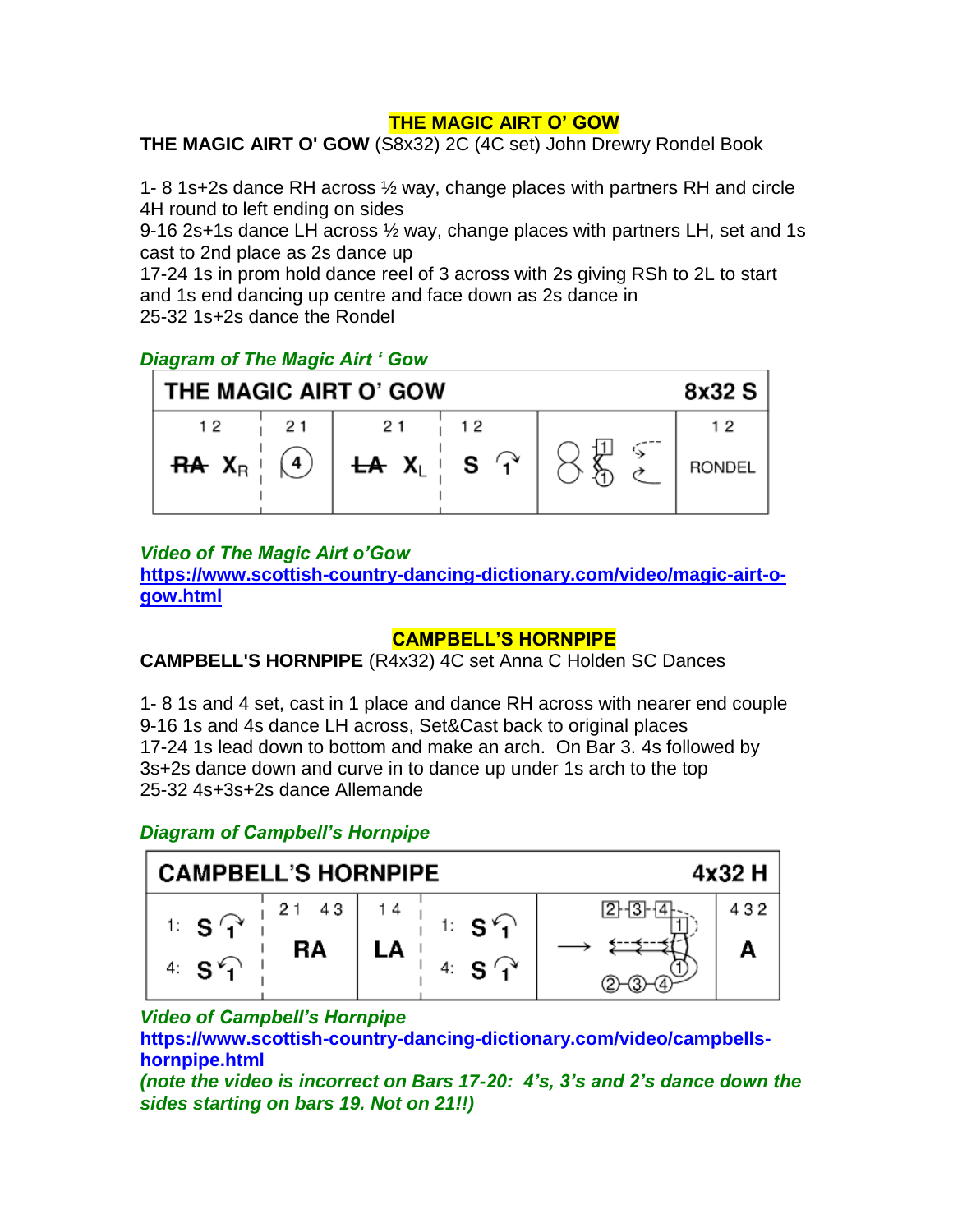## THE MAGIC AIRT O' GOW

**THE MAGIC AIRT O' GOW** (S8x32) 2C (4C set) John Drewry Rondel Book

1- 8 1s+2s dance RH across ½ way, change places with partners RH and circle 4H round to left ending on sides
9-16 2s+1s dance LH across ½ way, change places with partners LH, set and 1s cast to 2nd place as 2s dance up
17-24 1s in prom hold dance reel of 3 across with 2s giving RSh to 2L to start and 1s end dancing up centre and face down as 2s dance in
25-32 1s+2s dance the Rondel

***Diagram of The Magic Airt ' Gow***

| THE MAGIC AIRT O' GOW | | | | | 8x32 S |
|---|---|---|---|---|---|
| 1 2 | 2 1 | 2 1 | 1 2 | | 1 2 |
| RA $X_R$ | 4 | LA $X_L$ | S $1$ | | RONDEL |

***Video of The Magic Airt o'Gow***
**https://www.scottish-country-dancing-dictionary.com/video/magic-airt-o-gow.html**

## CAMPBELL'S HORNPIPE

**CAMPBELL'S HORNPIPE** (R4x32) 4C set Anna C Holden SC Dances

1- 8 1s and 4 set, cast in 1 place and dance RH across with nearer end couple
9-16 1s and 4s dance LH across, Set&Cast back to original places
17-24 1s lead down to bottom and make an arch. On Bar 3. 4s followed by 3s+2s dance down and curve in to dance up under 1s arch to the top
25-32 4s+3s+2s dance Allemande

***Diagram of Campbell's Hornpipe***

| CAMPBELL'S HORNPIPE | | | | | 4x32 H |
|---|---|---|---|---|---|
| 1: S 1 / 4: S 1 | 2 1 4 3 RA | 1 4 LA | 1: S 1 / 4: S 1 | | 4 3 2 A |

***Video of Campbell's Hornpipe***
***https://www.scottish-country-dancing-dictionary.com/video/campbells-hornpipe.html***
***(note the video is incorrect on Bars 17-20: 4's, 3's and 2's dance down the sides starting on bars 19. Not on 21!!)***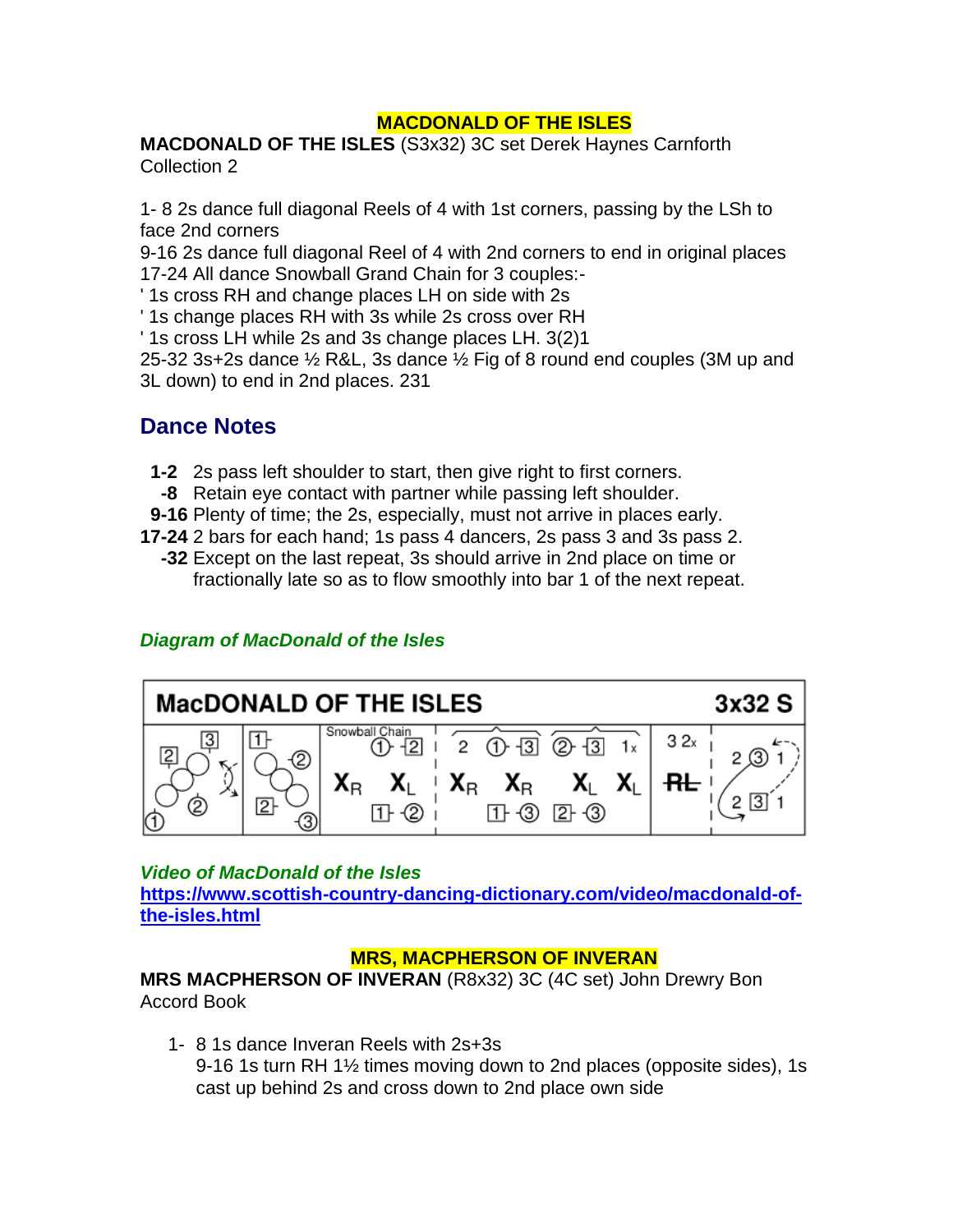## MACDONALD OF THE ISLES

**MACDONALD OF THE ISLES** (S3x32) 3C set Derek Haynes Carnforth Collection 2

1- 8 2s dance full diagonal Reels of 4 with 1st corners, passing by the LSh to face 2nd corners
9-16 2s dance full diagonal Reel of 4 with 2nd corners to end in original places
17-24 All dance Snowball Grand Chain for 3 couples:-
' 1s cross RH and change places LH on side with 2s
' 1s change places RH with 3s while 2s cross over RH
' 1s cross LH while 2s and 3s change places LH. 3(2)1
25-32 3s+2s dance ½ R&L, 3s dance ½ Fig of 8 round end couples (3M up and 3L down) to end in 2nd places. 231

## Dance Notes

- **1-2** 2s pass left shoulder to start, then give right to first corners.
- **-8** Retain eye contact with partner while passing left shoulder.
- **9-16** Plenty of time; the 2s, especially, must not arrive in places early.
- **17-24** 2 bars for each hand; 1s pass 4 dancers, 2s pass 3 and 3s pass 2.
- **-32** Except on the last repeat, 3s should arrive in 2nd place on time or fractionally late so as to flow smoothly into bar 1 of the next repeat.

### *Diagram of MacDonald of the Isles*

MacDONALD OF THE ISLES — 3x32 S

### *Video of MacDonald of the Isles*

**https://www.scottish-country-dancing-dictionary.com/video/macdonald-of-the-isles.html**

## MRS, MACPHERSON OF INVERAN

**MRS MACPHERSON OF INVERAN** (R8x32) 3C (4C set) John Drewry Bon Accord Book

1- 8 1s dance Inveran Reels with 2s+3s
9-16 1s turn RH 1½ times moving down to 2nd places (opposite sides), 1s cast up behind 2s and cross down to 2nd place own side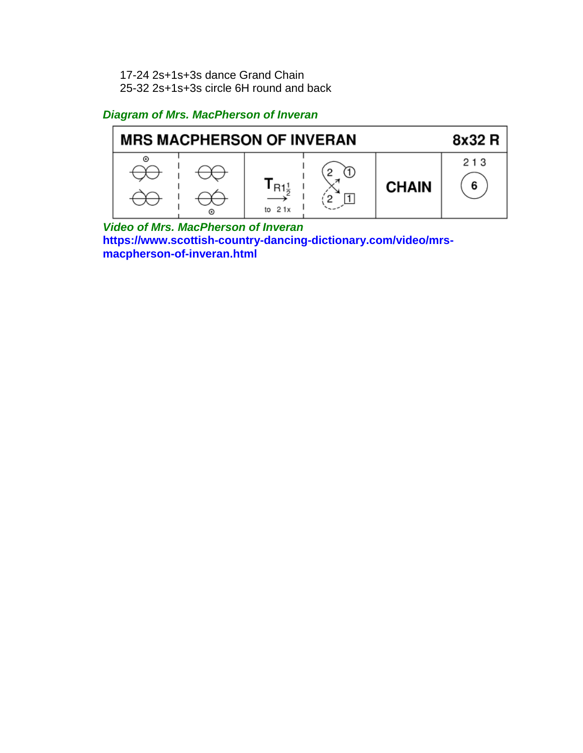17-24 2s+1s+3s dance Grand Chain
25-32 2s+1s+3s circle 6H round and back

### *Diagram of Mrs. MacPherson of Inveran*

MRS MACPHERSON OF INVERAN 8x32 R

T R1½ to 2 1x

CHAIN

2 1 3

6

### *Video of Mrs. MacPherson of Inveran*

**https://www.scottish-country-dancing-dictionary.com/video/mrs-macpherson-of-inveran.html**